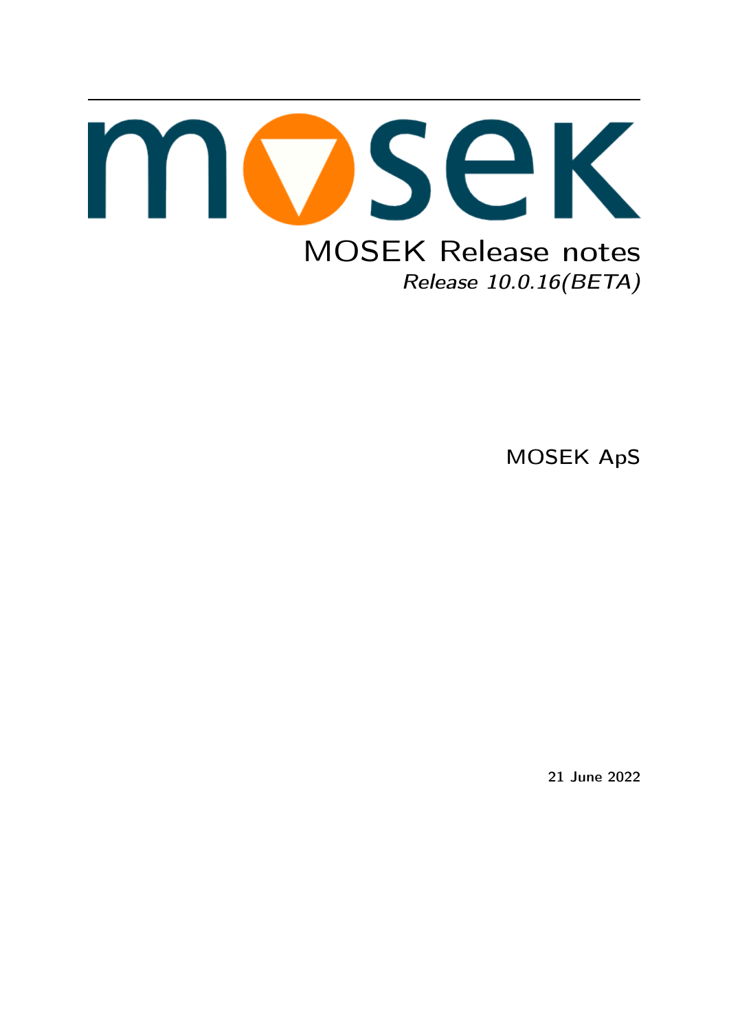# MOSEK Release notes

*Release 10.0.16(BETA)*

MOSEK ApS

**21 June 2022**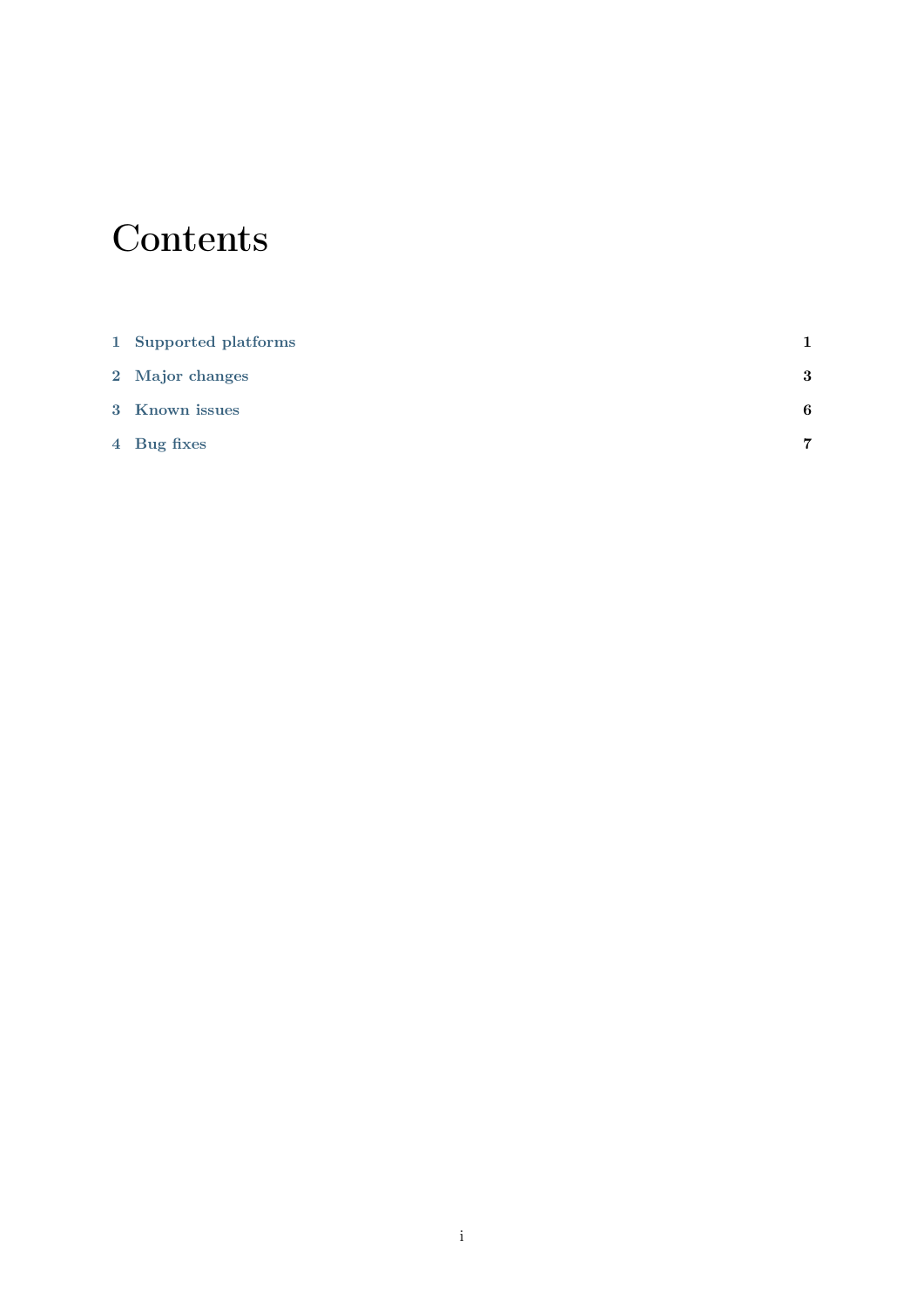# Contents

1 Supported platforms 1

2 Major changes 3

3 Known issues 6

4 Bug fixes 7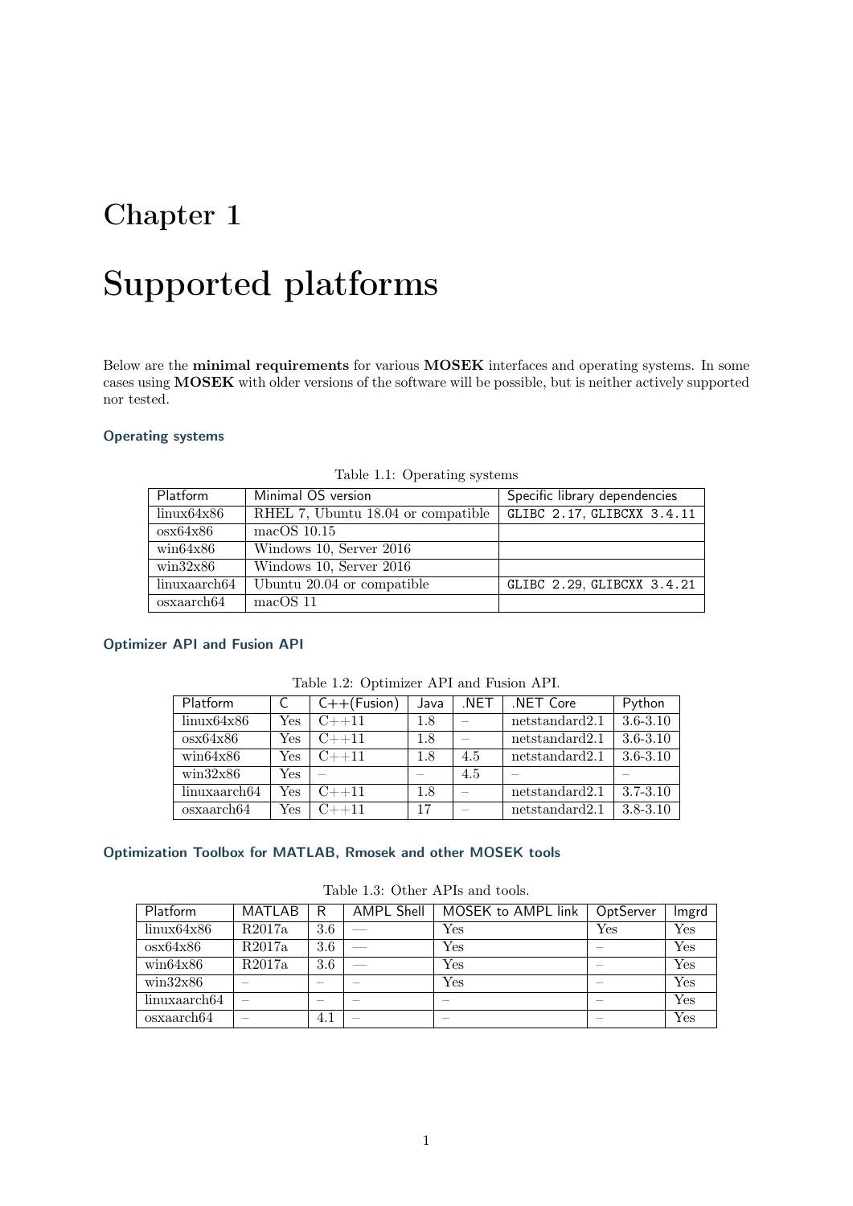# Chapter 1

# Supported platforms

Below are the **minimal requirements** for various **MOSEK** interfaces and operating systems. In some cases using **MOSEK** with older versions of the software will be possible, but is neither actively supported nor tested.

### Operating systems

Table 1.1: Operating systems

| Platform | Minimal OS version | Specific library dependencies |
|---|---|---|
| linux64x86 | RHEL 7, Ubuntu 18.04 or compatible | `GLIBC 2.17`, `GLIBCXX 3.4.11` |
| osx64x86 | macOS 10.15 | |
| win64x86 | Windows 10, Server 2016 | |
| win32x86 | Windows 10, Server 2016 | |
| linuxaarch64 | Ubuntu 20.04 or compatible | `GLIBC 2.29`, `GLIBCXX 3.4.21` |
| osxaarch64 | macOS 11 | |

### Optimizer API and Fusion API

Table 1.2: Optimizer API and Fusion API.

| Platform | C | C++(Fusion) | Java | .NET | .NET Core | Python |
|---|---|---|---|---|---|---|
| linux64x86 | Yes | C++11 | 1.8 | – | netstandard2.1 | 3.6-3.10 |
| osx64x86 | Yes | C++11 | 1.8 | – | netstandard2.1 | 3.6-3.10 |
| win64x86 | Yes | C++11 | 1.8 | 4.5 | netstandard2.1 | 3.6-3.10 |
| win32x86 | Yes | – | – | 4.5 | – | – |
| linuxaarch64 | Yes | C++11 | 1.8 | – | netstandard2.1 | 3.7-3.10 |
| osxaarch64 | Yes | C++11 | 17 | – | netstandard2.1 | 3.8-3.10 |

### Optimization Toolbox for MATLAB, Rmosek and other MOSEK tools

Table 1.3: Other APIs and tools.

| Platform | MATLAB | R | AMPL Shell | MOSEK to AMPL link | OptServer | lmgrd |
|---|---|---|---|---|---|---|
| linux64x86 | R2017a | 3.6 | — | Yes | Yes | Yes |
| osx64x86 | R2017a | 3.6 | — | Yes | – | Yes |
| win64x86 | R2017a | 3.6 | — | Yes | – | Yes |
| win32x86 | – | – | – | Yes | – | Yes |
| linuxaarch64 | – | – | – | – | – | Yes |
| osxaarch64 | – | 4.1 | – | – | – | Yes |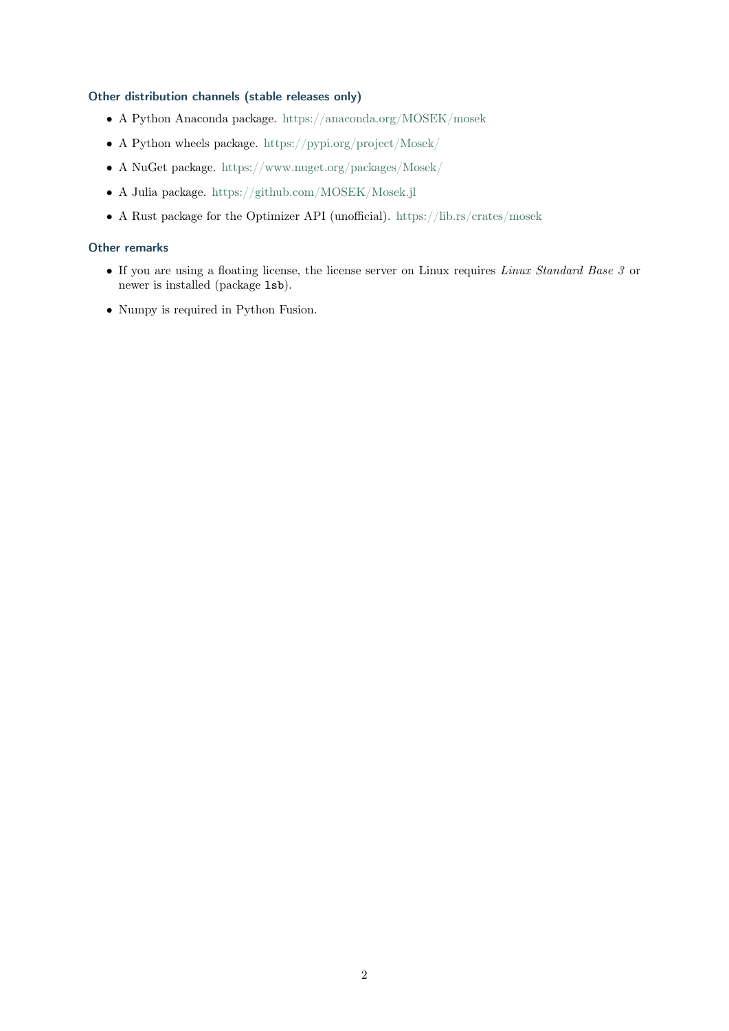### Other distribution channels (stable releases only)

- A Python Anaconda package. https://anaconda.org/MOSEK/mosek
- A Python wheels package. https://pypi.org/project/Mosek/
- A NuGet package. https://www.nuget.org/packages/Mosek/
- A Julia package. https://github.com/MOSEK/Mosek.jl
- A Rust package for the Optimizer API (unofficial). https://lib.rs/crates/mosek

### Other remarks

- If you are using a floating license, the license server on Linux requires *Linux Standard Base 3* or newer is installed (package `lsb`).
- Numpy is required in Python Fusion.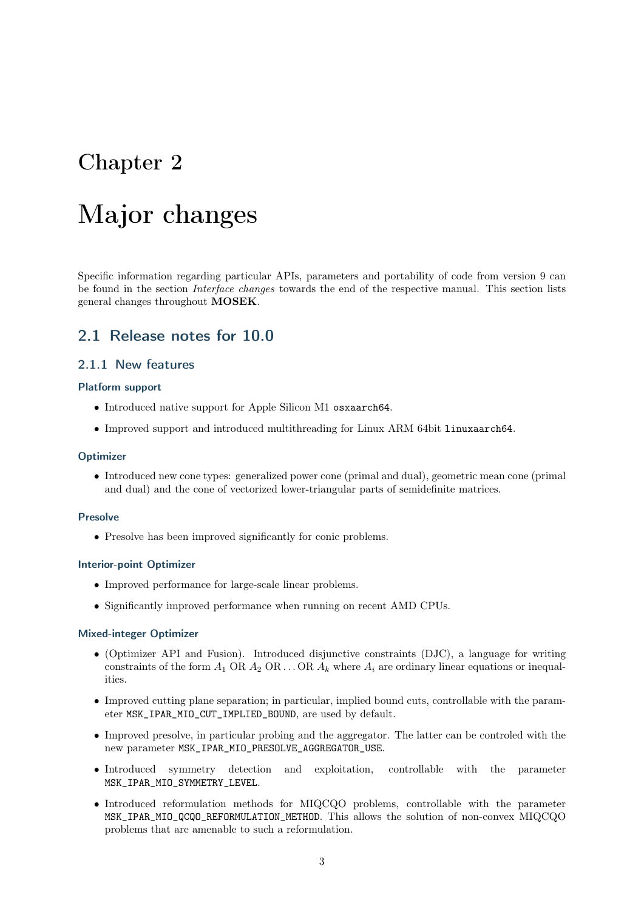# Chapter 2

# Major changes

Specific information regarding particular APIs, parameters and portability of code from version 9 can be found in the section *Interface changes* towards the end of the respective manual. This section lists general changes throughout **MOSEK**.

## 2.1 Release notes for 10.0

### 2.1.1 New features

#### Platform support

- Introduced native support for Apple Silicon M1 `osxaarch64`.
- Improved support and introduced multithreading for Linux ARM 64bit `linuxaarch64`.

#### Optimizer

- Introduced new cone types: generalized power cone (primal and dual), geometric mean cone (primal and dual) and the cone of vectorized lower-triangular parts of semidefinite matrices.

#### Presolve

- Presolve has been improved significantly for conic problems.

#### Interior-point Optimizer

- Improved performance for large-scale linear problems.
- Significantly improved performance when running on recent AMD CPUs.

#### Mixed-integer Optimizer

- (Optimizer API and Fusion). Introduced disjunctive constraints (DJC), a language for writing constraints of the form $A_1$ OR $A_2$ OR ... OR $A_k$ where $A_i$ are ordinary linear equations or inequalities.
- Improved cutting plane separation; in particular, implied bound cuts, controllable with the parameter `MSK_IPAR_MIO_CUT_IMPLIED_BOUND`, are used by default.
- Improved presolve, in particular probing and the aggregator. The latter can be controled with the new parameter `MSK_IPAR_MIO_PRESOLVE_AGGREGATOR_USE`.
- Introduced symmetry detection and exploitation, controllable with the parameter `MSK_IPAR_MIO_SYMMETRY_LEVEL`.
- Introduced reformulation methods for MIQCQO problems, controllable with the parameter `MSK_IPAR_MIO_QCQO_REFORMULATION_METHOD`. This allows the solution of non-convex MIQCQO problems that are amenable to such a reformulation.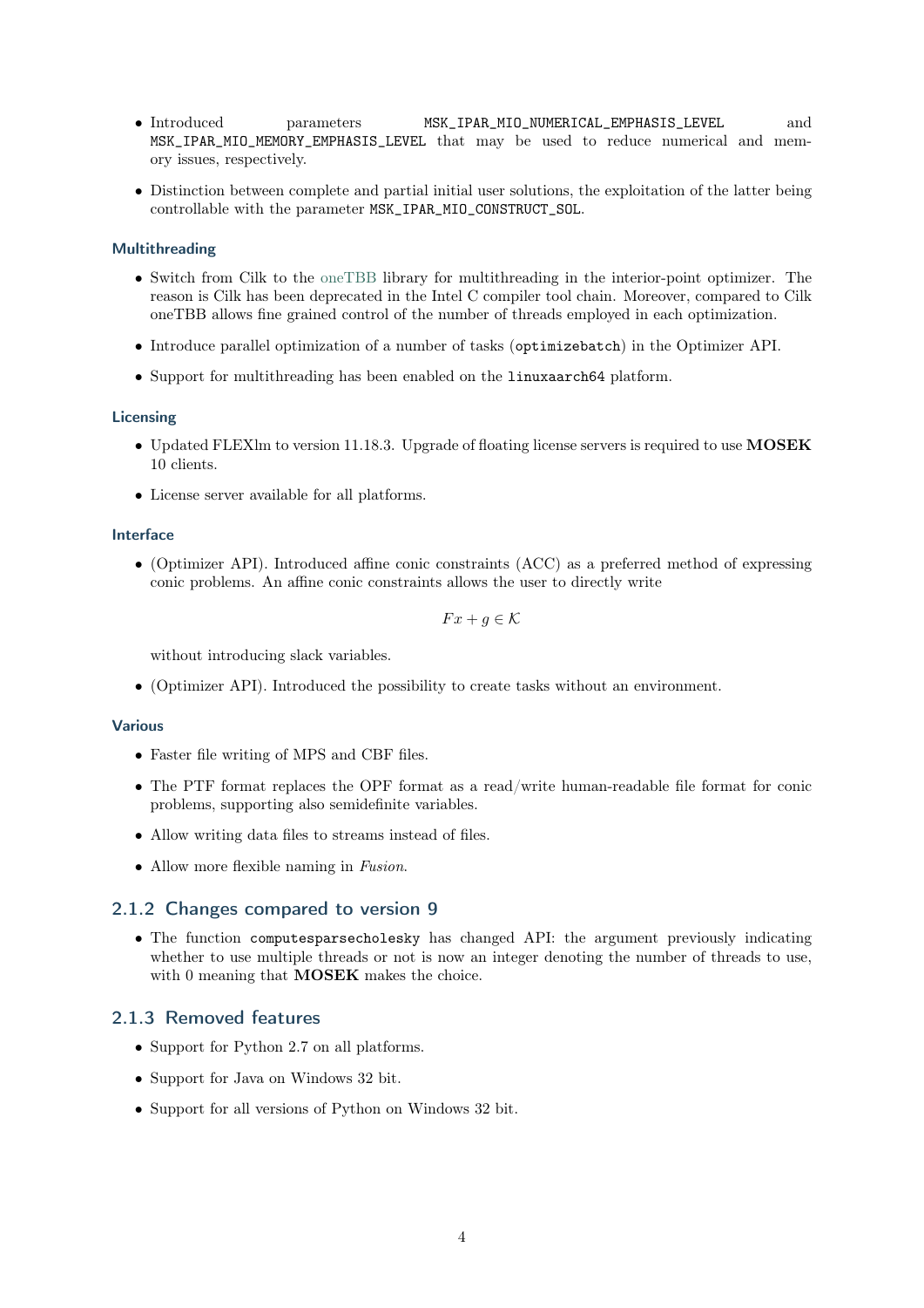- Introduced parameters `MSK_IPAR_MIO_NUMERICAL_EMPHASIS_LEVEL` and `MSK_IPAR_MIO_MEMORY_EMPHASIS_LEVEL` that may be used to reduce numerical and memory issues, respectively.
- Distinction between complete and partial initial user solutions, the exploitation of the latter being controllable with the parameter `MSK_IPAR_MIO_CONSTRUCT_SOL`.

#### Multithreading

- Switch from Cilk to the oneTBB library for multithreading in the interior-point optimizer. The reason is Cilk has been deprecated in the Intel C compiler tool chain. Moreover, compared to Cilk oneTBB allows fine grained control of the number of threads employed in each optimization.
- Introduce parallel optimization of a number of tasks (`optimizebatch`) in the Optimizer API.
- Support for multithreading has been enabled on the `linuxaarch64` platform.

#### Licensing

- Updated FLEXlm to version 11.18.3. Upgrade of floating license servers is required to use **MOSEK** 10 clients.
- License server available for all platforms.

#### Interface

- (Optimizer API). Introduced affine conic constraints (ACC) as a preferred method of expressing conic problems. An affine conic constraints allows the user to directly write

$$Fx + g \in \mathcal{K}$$

  without introducing slack variables.
- (Optimizer API). Introduced the possibility to create tasks without an environment.

#### Various

- Faster file writing of MPS and CBF files.
- The PTF format replaces the OPF format as a read/write human-readable file format for conic problems, supporting also semidefinite variables.
- Allow writing data files to streams instead of files.
- Allow more flexible naming in *Fusion*.

### 2.1.2 Changes compared to version 9

- The function `computesparsecholesky` has changed API: the argument previously indicating whether to use multiple threads or not is now an integer denoting the number of threads to use, with 0 meaning that **MOSEK** makes the choice.

### 2.1.3 Removed features

- Support for Python 2.7 on all platforms.
- Support for Java on Windows 32 bit.
- Support for all versions of Python on Windows 32 bit.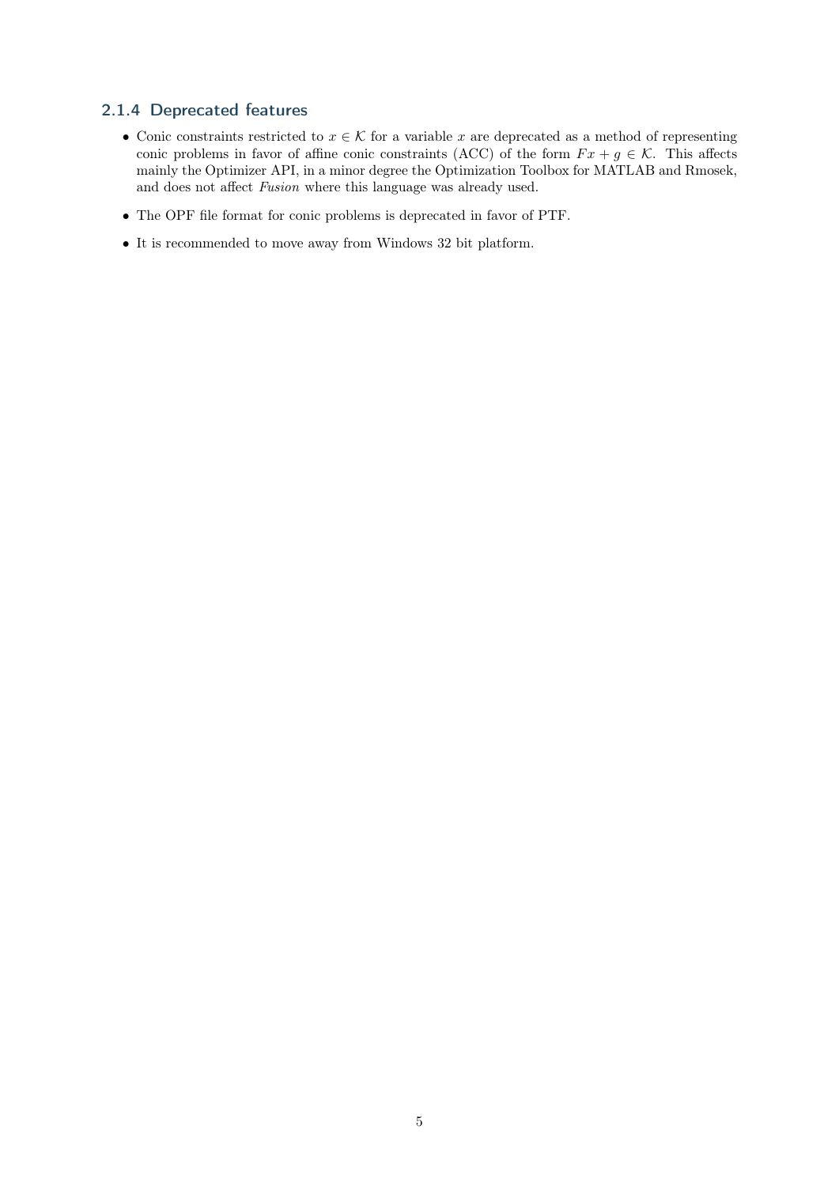### 2.1.4 Deprecated features

- Conic constraints restricted to $x \in \mathcal{K}$ for a variable $x$ are deprecated as a method of representing conic problems in favor of affine conic constraints (ACC) of the form $Fx + g \in \mathcal{K}$. This affects mainly the Optimizer API, in a minor degree the Optimization Toolbox for MATLAB and Rmosek, and does not affect *Fusion* where this language was already used.
- The OPF file format for conic problems is deprecated in favor of PTF.
- It is recommended to move away from Windows 32 bit platform.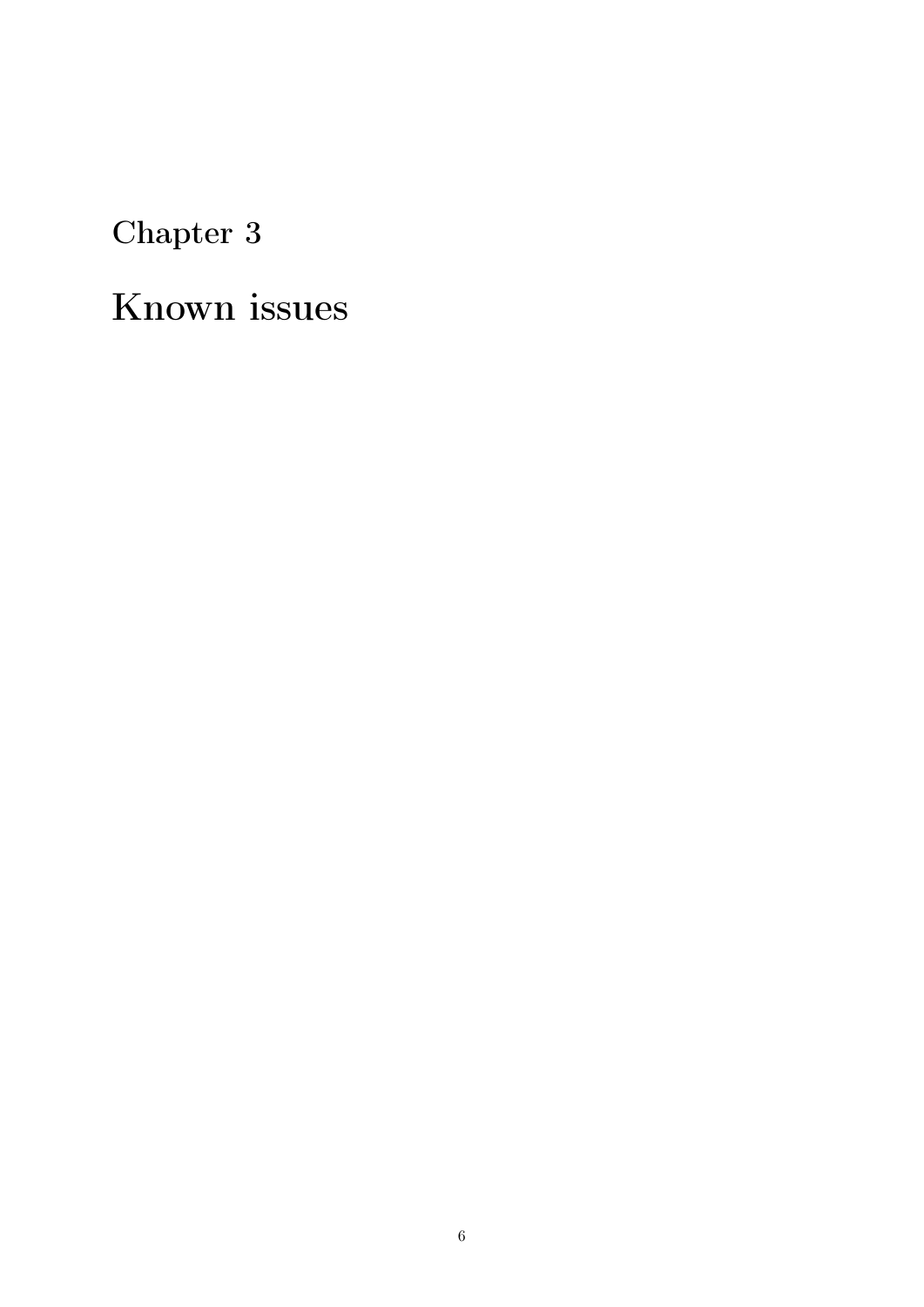# Chapter 3

# Known issues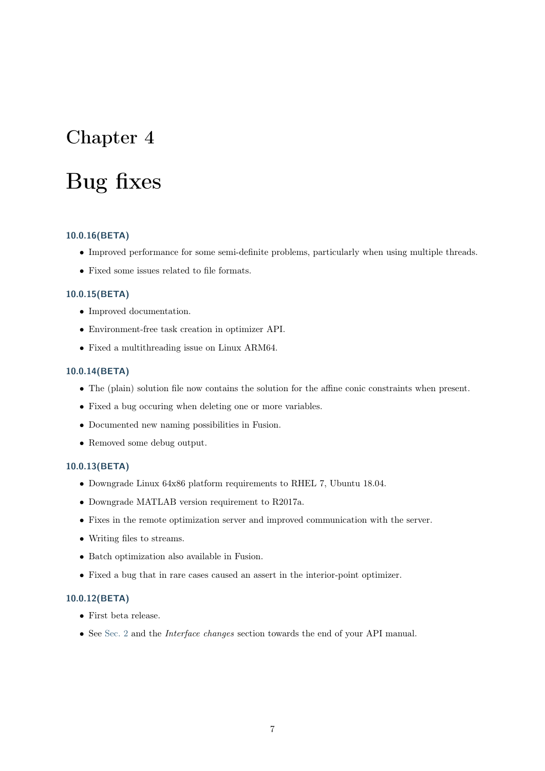# Chapter 4

# Bug fixes

### 10.0.16(BETA)

- Improved performance for some semi-definite problems, particularly when using multiple threads.
- Fixed some issues related to file formats.

### 10.0.15(BETA)

- Improved documentation.
- Environment-free task creation in optimizer API.
- Fixed a multithreading issue on Linux ARM64.

### 10.0.14(BETA)

- The (plain) solution file now contains the solution for the affine conic constraints when present.
- Fixed a bug occuring when deleting one or more variables.
- Documented new naming possibilities in Fusion.
- Removed some debug output.

### 10.0.13(BETA)

- Downgrade Linux 64x86 platform requirements to RHEL 7, Ubuntu 18.04.
- Downgrade MATLAB version requirement to R2017a.
- Fixes in the remote optimization server and improved communication with the server.
- Writing files to streams.
- Batch optimization also available in Fusion.
- Fixed a bug that in rare cases caused an assert in the interior-point optimizer.

### 10.0.12(BETA)

- First beta release.
- See Sec. 2 and the *Interface changes* section towards the end of your API manual.